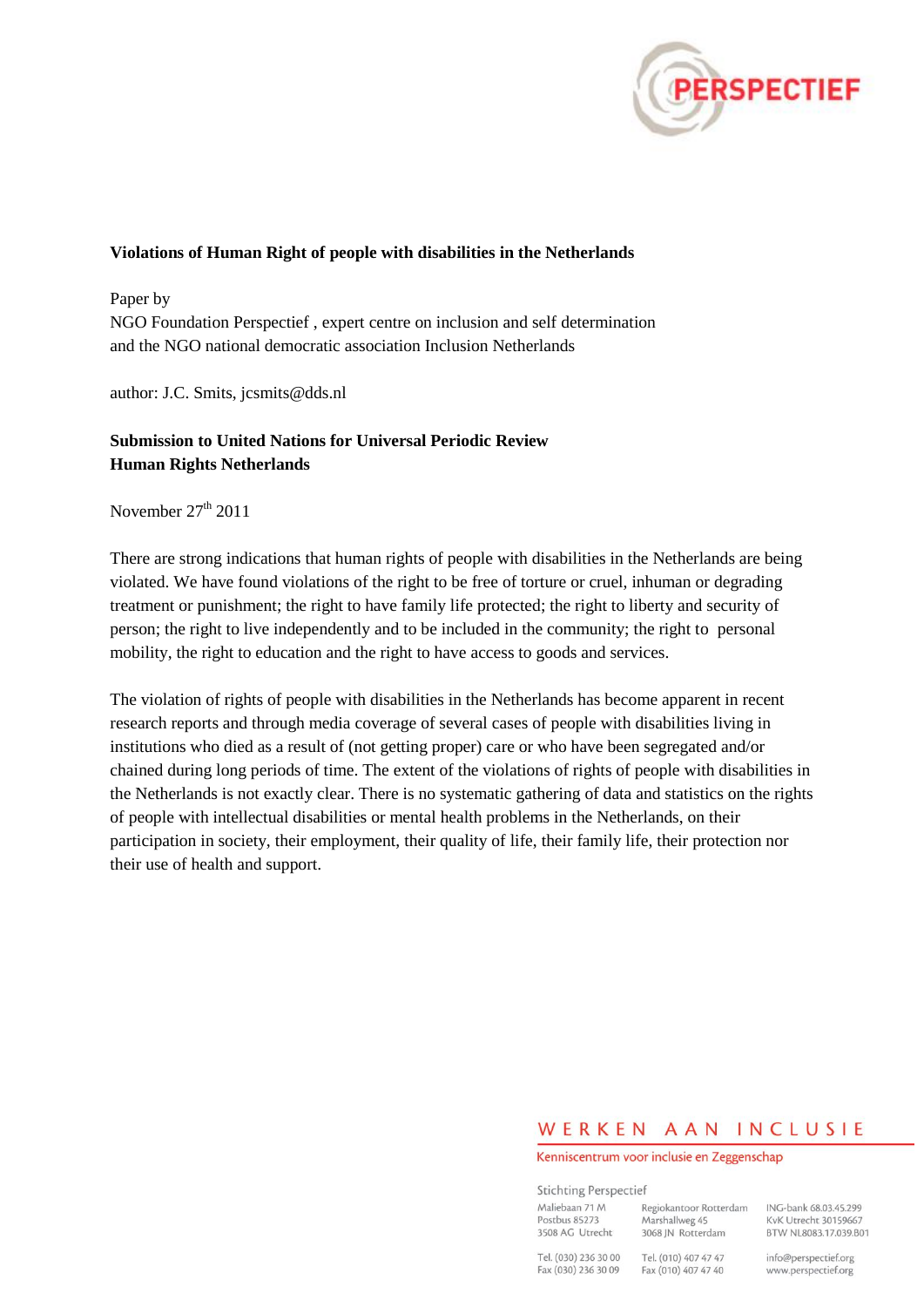**Violations of Human Right of people with disabilities in the Netherlands**

Paper by
NGO Foundation Perspectief , expert centre on inclusion and self determination
and the NGO national democratic association Inclusion Netherlands

author: J.C. Smits, jcsmits@dds.nl

**Submission to United Nations for Universal Periodic Review**
**Human Rights Netherlands**

November 27th 2011

There are strong indications that human rights of people with disabilities in the Netherlands are being violated. We have found violations of the right to be free of torture or cruel, inhuman or degrading treatment or punishment; the right to have family life protected; the right to liberty and security of person; the right to live independently and to be included in the community; the right to personal mobility, the right to education and the right to have access to goods and services.

The violation of rights of people with disabilities in the Netherlands has become apparent in recent research reports and through media coverage of several cases of people with disabilities living in institutions who died as a result of (not getting proper) care or who have been segregated and/or chained during long periods of time. The extent of the violations of rights of people with disabilities in the Netherlands is not exactly clear. There is no systematic gathering of data and statistics on the rights of people with intellectual disabilities or mental health problems in the Netherlands, on their participation in society, their employment, their quality of life, their family life, their protection nor their use of health and support.

WERKEN AAN INCLUSIE
Kenniscentrum voor inclusie en Zeggenschap

Stichting Perspectief

Maliebaan 71 M
Postbus 85273
3508 AG Utrecht

Tel. (030) 236 30 00
Fax (030) 236 30 09

Regiokantoor Rotterdam
Marshallweg 45
3068 JN Rotterdam

Tel. (010) 407 47 47
Fax (010) 407 47 40

ING-bank 68.03.45.299
KvK Utrecht 30159667
BTW NL8083.17.039.B01

info@perspectief.org
www.perspectief.org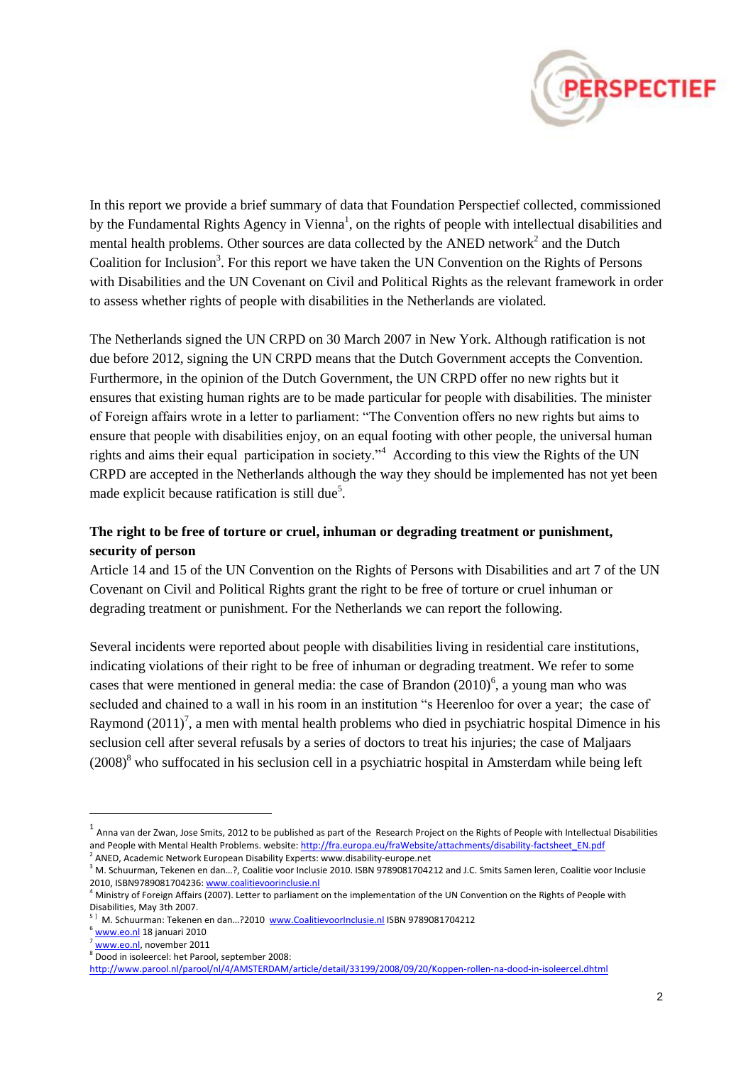In this report we provide a brief summary of data that Foundation Perspectief collected, commissioned by the Fundamental Rights Agency in Vienna[1], on the rights of people with intellectual disabilities and mental health problems. Other sources are data collected by the ANED network[2] and the Dutch Coalition for Inclusion[3]. For this report we have taken the UN Convention on the Rights of Persons with Disabilities and the UN Covenant on Civil and Political Rights as the relevant framework in order to assess whether rights of people with disabilities in the Netherlands are violated.

The Netherlands signed the UN CRPD on 30 March 2007 in New York. Although ratification is not due before 2012, signing the UN CRPD means that the Dutch Government accepts the Convention. Furthermore, in the opinion of the Dutch Government, the UN CRPD offer no new rights but it ensures that existing human rights are to be made particular for people with disabilities. The minister of Foreign affairs wrote in a letter to parliament: "The Convention offers no new rights but aims to ensure that people with disabilities enjoy, on an equal footing with other people, the universal human rights and aims their equal participation in society."[4] According to this view the Rights of the UN CRPD are accepted in the Netherlands although the way they should be implemented has not yet been made explicit because ratification is still due[5].

**The right to be free of torture or cruel, inhuman or degrading treatment or punishment, security of person**

Article 14 and 15 of the UN Convention on the Rights of Persons with Disabilities and art 7 of the UN Covenant on Civil and Political Rights grant the right to be free of torture or cruel inhuman or degrading treatment or punishment. For the Netherlands we can report the following.

Several incidents were reported about people with disabilities living in residential care institutions, indicating violations of their right to be free of inhuman or degrading treatment. We refer to some cases that were mentioned in general media: the case of Brandon (2010)[6], a young man who was secluded and chained to a wall in his room in an institution "s Heerenloo for over a year; the case of Raymond (2011)[7], a men with mental health problems who died in psychiatric hospital Dimence in his seclusion cell after several refusals by a series of doctors to treat his injuries; the case of Maljaars (2008)[8] who suffocated in his seclusion cell in a psychiatric hospital in Amsterdam while being left

---

[1] Anna van der Zwan, Jose Smits, 2012 to be published as part of the Research Project on the Rights of People with Intellectual Disabilities and People with Mental Health Problems. website: http://fra.europa.eu/fraWebsite/attachments/disability-factsheet_EN.pdf

[2] ANED, Academic Network European Disability Experts: www.disability-europe.net

[3] M. Schuurman, Tekenen en dan…?, Coalitie voor Inclusie 2010. ISBN 9789081704212 and J.C. Smits Samen leren, Coalitie voor Inclusie 2010, ISBN9789081704236: www.coalitievoorinclusie.nl

[4] Ministry of Foreign Affairs (2007). Letter to parliament on the implementation of the UN Convention on the Rights of People with Disabilities, May 3th 2007.

[5] M. Schuurman: Tekenen en dan…?2010 www.CoalitievoorInclusie.nl ISBN 9789081704212

[6] www.eo.nl 18 januari 2010

[7] www.eo.nl, november 2011

[8] Dood in isoleercel: het Parool, september 2008: http://www.parool.nl/parool/nl/4/AMSTERDAM/article/detail/33199/2008/09/20/Koppen-rollen-na-dood-in-isoleercel.dhtml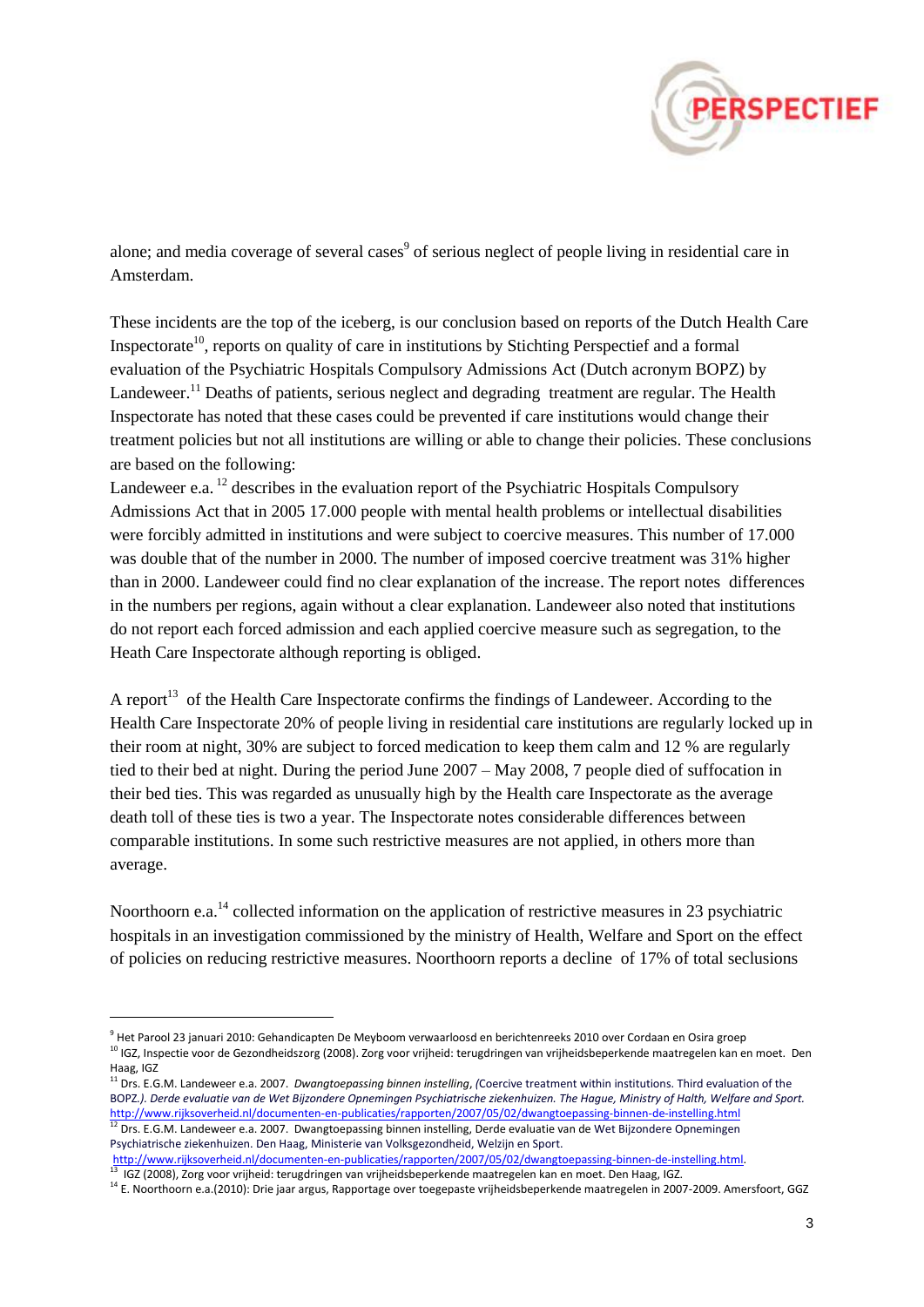alone; and media coverage of several cases[9] of serious neglect of people living in residential care in Amsterdam.

These incidents are the top of the iceberg, is our conclusion based on reports of the Dutch Health Care Inspectorate[10], reports on quality of care in institutions by Stichting Perspectief and a formal evaluation of the Psychiatric Hospitals Compulsory Admissions Act (Dutch acronym BOPZ) by Landeweer.[11] Deaths of patients, serious neglect and degrading treatment are regular. The Health Inspectorate has noted that these cases could be prevented if care institutions would change their treatment policies but not all institutions are willing or able to change their policies. These conclusions are based on the following:

Landeweer e.a. [12] describes in the evaluation report of the Psychiatric Hospitals Compulsory Admissions Act that in 2005 17.000 people with mental health problems or intellectual disabilities were forcibly admitted in institutions and were subject to coercive measures. This number of 17.000 was double that of the number in 2000. The number of imposed coercive treatment was 31% higher than in 2000. Landeweer could find no clear explanation of the increase. The report notes differences in the numbers per regions, again without a clear explanation. Landeweer also noted that institutions do not report each forced admission and each applied coercive measure such as segregation, to the Heath Care Inspectorate although reporting is obliged.

A report[13] of the Health Care Inspectorate confirms the findings of Landeweer. According to the Health Care Inspectorate 20% of people living in residential care institutions are regularly locked up in their room at night, 30% are subject to forced medication to keep them calm and 12 % are regularly tied to their bed at night. During the period June 2007 – May 2008, 7 people died of suffocation in their bed ties. This was regarded as unusually high by the Health care Inspectorate as the average death toll of these ties is two a year. The Inspectorate notes considerable differences between comparable institutions. In some such restrictive measures are not applied, in others more than average.

Noorthoorn e.a.[14] collected information on the application of restrictive measures in 23 psychiatric hospitals in an investigation commissioned by the ministry of Health, Welfare and Sport on the effect of policies on reducing restrictive measures. Noorthoorn reports a decline of 17% of total seclusions

---

[9] Het Parool 23 januari 2010: Gehandicapten De Meyboom verwaarloosd en berichtenreeks 2010 over Cordaan en Osira groep

[10] IGZ, Inspectie voor de Gezondheidszorg (2008). Zorg voor vrijheid: terugdringen van vrijheidsbeperkende maatregelen kan en moet. Den Haag, IGZ

[11] Drs. E.G.M. Landeweer e.a. 2007. *Dwangtoepassing binnen instelling*, (Coercive treatment within institutions. Third evaluation of the BOPZ.*). Derde evaluatie van de Wet Bijzondere Opnemingen Psychiatrische ziekenhuizen. The Hague, Ministry of Halth, Welfare and Sport.* http://www.rijksoverheid.nl/documenten-en-publicaties/rapporten/2007/05/02/dwangtoepassing-binnen-de-instelling.html

[12] Drs. E.G.M. Landeweer e.a. 2007. Dwangtoepassing binnen instelling, Derde evaluatie van de Wet Bijzondere Opnemingen Psychiatrische ziekenhuizen. Den Haag, Ministerie van Volksgezondheid, Welzijn en Sport. http://www.rijksoverheid.nl/documenten-en-publicaties/rapporten/2007/05/02/dwangtoepassing-binnen-de-instelling.html.

[13] IGZ (2008), Zorg voor vrijheid: terugdringen van vrijheidsbeperkende maatregelen kan en moet. Den Haag, IGZ.

[14] E. Noorthoorn e.a.(2010): Drie jaar argus, Rapportage over toegepaste vrijheidsbeperkende maatregelen in 2007-2009. Amersfoort, GGZ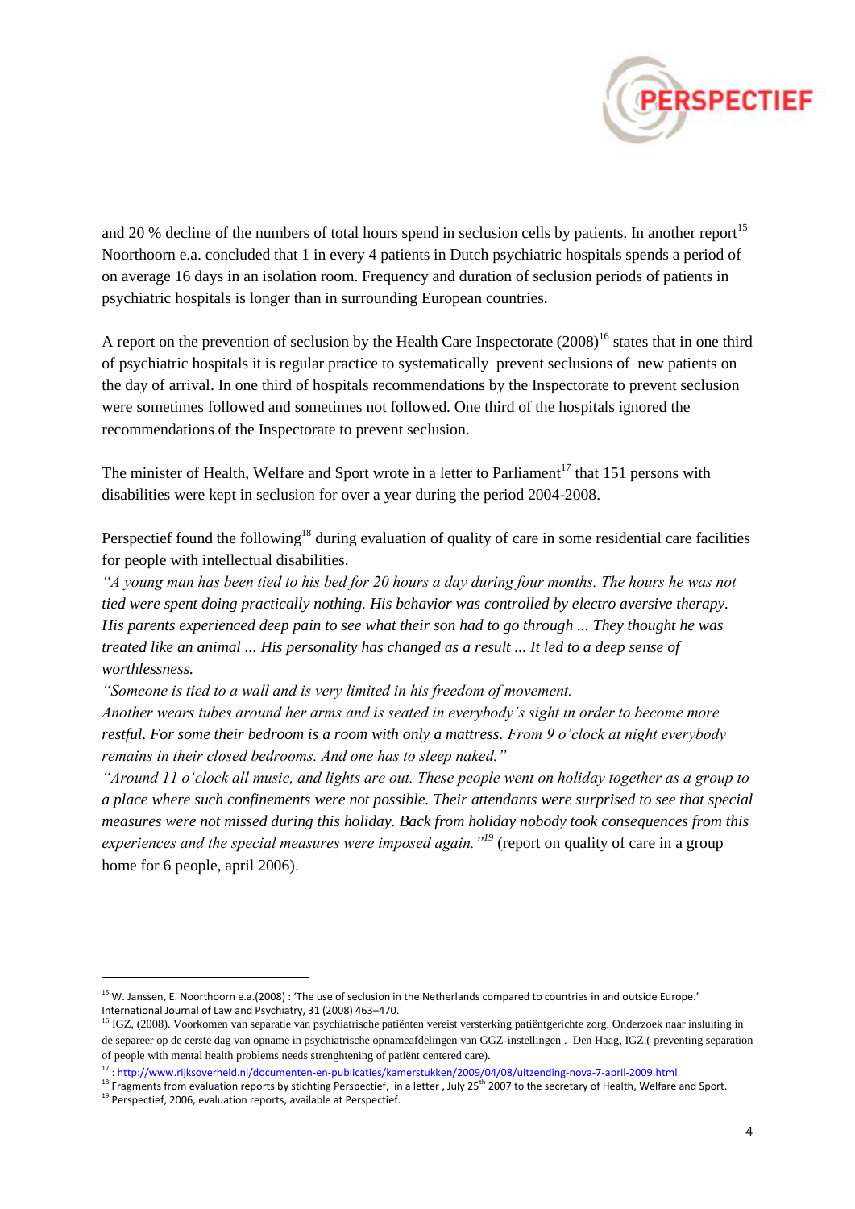and 20 % decline of the numbers of total hours spend in seclusion cells by patients. In another report[15] Noorthoorn e.a. concluded that 1 in every 4 patients in Dutch psychiatric hospitals spends a period of on average 16 days in an isolation room. Frequency and duration of seclusion periods of patients in psychiatric hospitals is longer than in surrounding European countries.

A report on the prevention of seclusion by the Health Care Inspectorate (2008)[16] states that in one third of psychiatric hospitals it is regular practice to systematically prevent seclusions of new patients on the day of arrival. In one third of hospitals recommendations by the Inspectorate to prevent seclusion were sometimes followed and sometimes not followed. One third of the hospitals ignored the recommendations of the Inspectorate to prevent seclusion.

The minister of Health, Welfare and Sport wrote in a letter to Parliament[17] that 151 persons with disabilities were kept in seclusion for over a year during the period 2004-2008.

Perspectief found the following[18] during evaluation of quality of care in some residential care facilities for people with intellectual disabilities.

*"A young man has been tied to his bed for 20 hours a day during four months. The hours he was not tied were spent doing practically nothing. His behavior was controlled by electro aversive therapy. His parents experienced deep pain to see what their son had to go through ... They thought he was treated like an animal ... His personality has changed as a result ... It led to a deep sense of worthlessness.*

*"Someone is tied to a wall and is very limited in his freedom of movement.*

*Another wears tubes around her arms and is seated in everybody's sight in order to become more restful. For some their bedroom is a room with only a mattress. From 9 o'clock at night everybody remains in their closed bedrooms. And one has to sleep naked."*

*"Around 11 o'clock all music, and lights are out. These people went on holiday together as a group to a place where such confinements were not possible. Their attendants were surprised to see that special measures were not missed during this holiday. Back from holiday nobody took consequences from this experiences and the special measures were imposed again."*[19] (report on quality of care in a group home for 6 people, april 2006).

---

[15] W. Janssen, E. Noorthoorn e.a.(2008) : 'The use of seclusion in the Netherlands compared to countries in and outside Europe.' International Journal of Law and Psychiatry, 31 (2008) 463–470.

[16] IGZ, (2008). Voorkomen van separatie van psychiatrische patiënten vereist versterking patiëntgerichte zorg. Onderzoek naar insluiting in de separeer op de eerste dag van opname in psychiatrische opnameafdelingen van GGZ-instellingen . Den Haag, IGZ.( preventing separation of people with mental health problems needs strenghtening of patiënt centered care).

[17] : http://www.rijksoverheid.nl/documenten-en-publicaties/kamerstukken/2009/04/08/uitzending-nova-7-april-2009.html

[18] Fragments from evaluation reports by stichting Perspectief, in a letter , July 25th 2007 to the secretary of Health, Welfare and Sport.

[19] Perspectief, 2006, evaluation reports, available at Perspectief.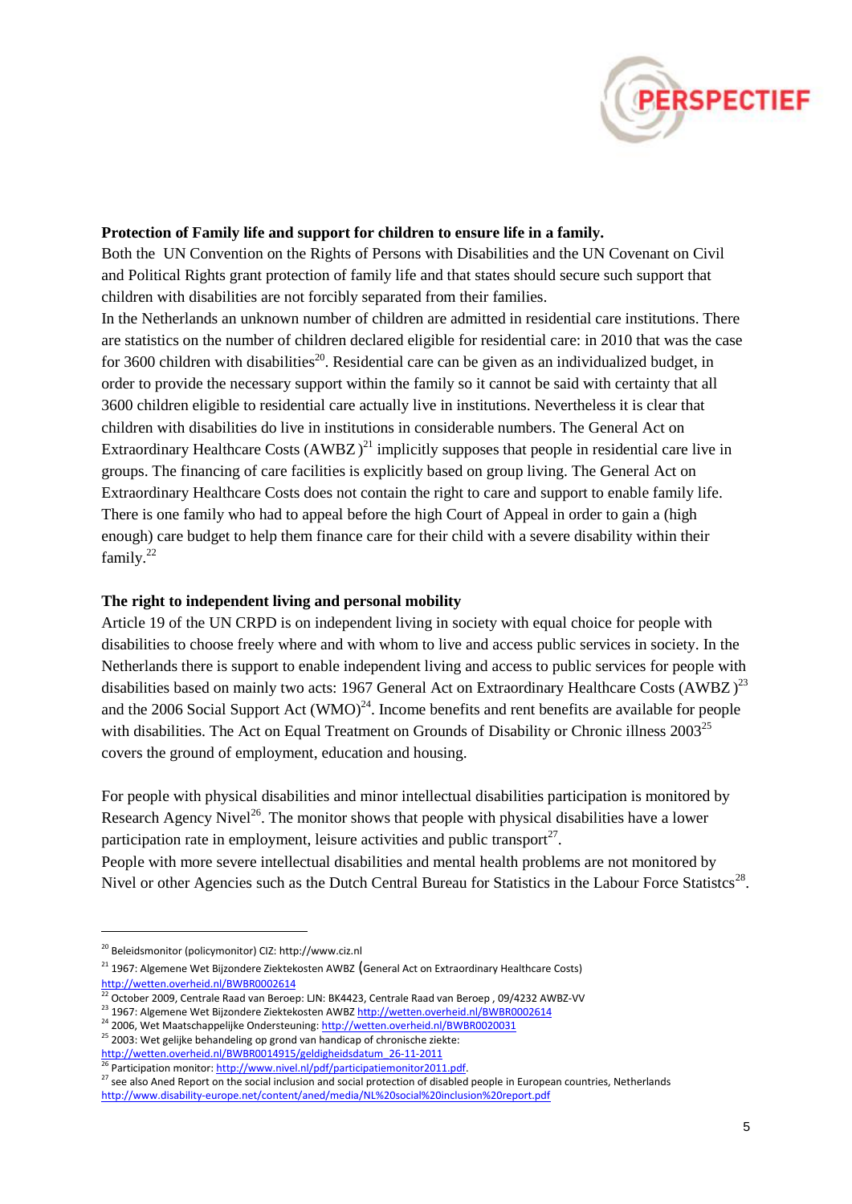**Protection of Family life and support for children to ensure life in a family.**

Both the UN Convention on the Rights of Persons with Disabilities and the UN Covenant on Civil and Political Rights grant protection of family life and that states should secure such support that children with disabilities are not forcibly separated from their families.

In the Netherlands an unknown number of children are admitted in residential care institutions. There are statistics on the number of children declared eligible for residential care: in 2010 that was the case for 3600 children with disabilities[20]. Residential care can be given as an individualized budget, in order to provide the necessary support within the family so it cannot be said with certainty that all 3600 children eligible to residential care actually live in institutions. Nevertheless it is clear that children with disabilities do live in institutions in considerable numbers. The General Act on Extraordinary Healthcare Costs (AWBZ )[21] implicitly supposes that people in residential care live in groups. The financing of care facilities is explicitly based on group living. The General Act on Extraordinary Healthcare Costs does not contain the right to care and support to enable family life. There is one family who had to appeal before the high Court of Appeal in order to gain a (high enough) care budget to help them finance care for their child with a severe disability within their family.[22]

**The right to independent living and personal mobility**

Article 19 of the UN CRPD is on independent living in society with equal choice for people with disabilities to choose freely where and with whom to live and access public services in society. In the Netherlands there is support to enable independent living and access to public services for people with disabilities based on mainly two acts: 1967 General Act on Extraordinary Healthcare Costs (AWBZ )[23] and the 2006 Social Support Act (WMO)[24]. Income benefits and rent benefits are available for people with disabilities. The Act on Equal Treatment on Grounds of Disability or Chronic illness 2003[25] covers the ground of employment, education and housing.

For people with physical disabilities and minor intellectual disabilities participation is monitored by Research Agency Nivel[26]. The monitor shows that people with physical disabilities have a lower participation rate in employment, leisure activities and public transport[27].

People with more severe intellectual disabilities and mental health problems are not monitored by Nivel or other Agencies such as the Dutch Central Bureau for Statistics in the Labour Force Statistcs[28].

---

[20] Beleidsmonitor (policymonitor) CIZ: http://www.ciz.nl

[21] 1967: Algemene Wet Bijzondere Ziektekosten AWBZ (General Act on Extraordinary Healthcare Costs) http://wetten.overheid.nl/BWBR0002614

[22] October 2009, Centrale Raad van Beroep: LJN: BK4423, Centrale Raad van Beroep , 09/4232 AWBZ-VV

[23] 1967: Algemene Wet Bijzondere Ziektekosten AWBZ http://wetten.overheid.nl/BWBR0002614

[24] 2006, Wet Maatschappelijke Ondersteuning: http://wetten.overheid.nl/BWBR0020031

[25] 2003: Wet gelijke behandeling op grond van handicap of chronische ziekte: http://wetten.overheid.nl/BWBR0014915/geldigheidsdatum_26-11-2011

[26] Participation monitor: http://www.nivel.nl/pdf/participatiemonitor2011.pdf.

[27] see also Aned Report on the social inclusion and social protection of disabled people in European countries, Netherlands http://www.disability-europe.net/content/aned/media/NL%20social%20inclusion%20report.pdf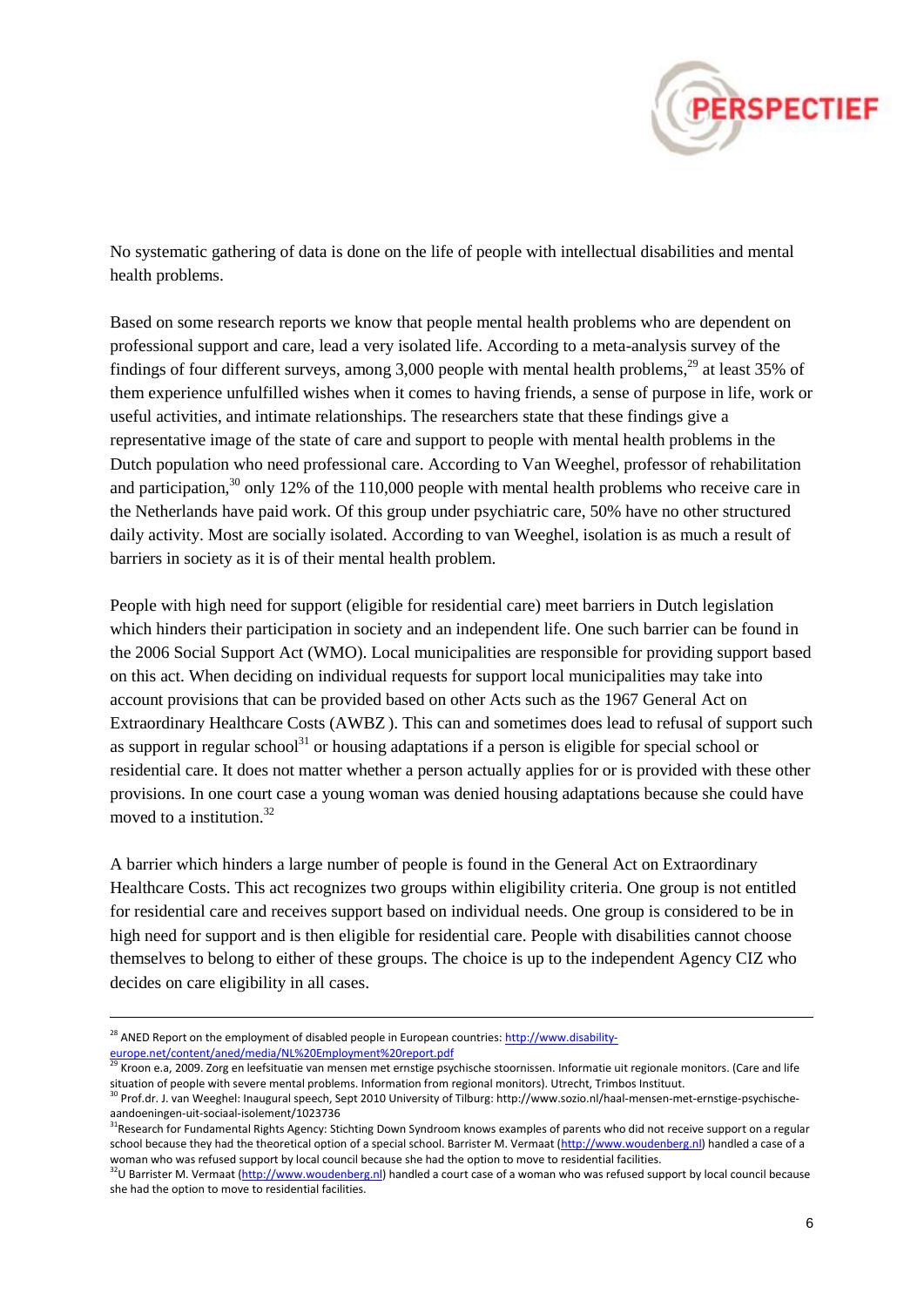No systematic gathering of data is done on the life of people with intellectual disabilities and mental health problems.

Based on some research reports we know that people mental health problems who are dependent on professional support and care, lead a very isolated life. According to a meta-analysis survey of the findings of four different surveys, among 3,000 people with mental health problems,[29] at least 35% of them experience unfulfilled wishes when it comes to having friends, a sense of purpose in life, work or useful activities, and intimate relationships. The researchers state that these findings give a representative image of the state of care and support to people with mental health problems in the Dutch population who need professional care. According to Van Weeghel, professor of rehabilitation and participation,[30] only 12% of the 110,000 people with mental health problems who receive care in the Netherlands have paid work. Of this group under psychiatric care, 50% have no other structured daily activity. Most are socially isolated. According to van Weeghel, isolation is as much a result of barriers in society as it is of their mental health problem.

People with high need for support (eligible for residential care) meet barriers in Dutch legislation which hinders their participation in society and an independent life. One such barrier can be found in the 2006 Social Support Act (WMO). Local municipalities are responsible for providing support based on this act. When deciding on individual requests for support local municipalities may take into account provisions that can be provided based on other Acts such as the 1967 General Act on Extraordinary Healthcare Costs (AWBZ ). This can and sometimes does lead to refusal of support such as support in regular school[31] or housing adaptations if a person is eligible for special school or residential care. It does not matter whether a person actually applies for or is provided with these other provisions. In one court case a young woman was denied housing adaptations because she could have moved to a institution.[32]

A barrier which hinders a large number of people is found in the General Act on Extraordinary Healthcare Costs. This act recognizes two groups within eligibility criteria. One group is not entitled for residential care and receives support based on individual needs. One group is considered to be in high need for support and is then eligible for residential care. People with disabilities cannot choose themselves to belong to either of these groups. The choice is up to the independent Agency CIZ who decides on care eligibility in all cases.

---

[28] ANED Report on the employment of disabled people in European countries: http://www.disability-europe.net/content/aned/media/NL%20Employment%20report.pdf

[29] Kroon e.a, 2009. Zorg en leefsituatie van mensen met ernstige psychische stoornissen. Informatie uit regionale monitors. (Care and life situation of people with severe mental problems. Information from regional monitors). Utrecht, Trimbos Instituut.

[30] Prof.dr. J. van Weeghel: Inaugural speech, Sept 2010 University of Tilburg: http://www.sozio.nl/haal-mensen-met-ernstige-psychische-aandoeningen-uit-sociaal-isolement/1023736

[31] Research for Fundamental Rights Agency: Stichting Down Syndroom knows examples of parents who did not receive support on a regular school because they had the theoretical option of a special school. Barrister M. Vermaat (http://www.woudenberg.nl) handled a case of a woman who was refused support by local council because she had the option to move to residential facilities.

[32] U Barrister M. Vermaat (http://www.woudenberg.nl) handled a court case of a woman who was refused support by local council because she had the option to move to residential facilities.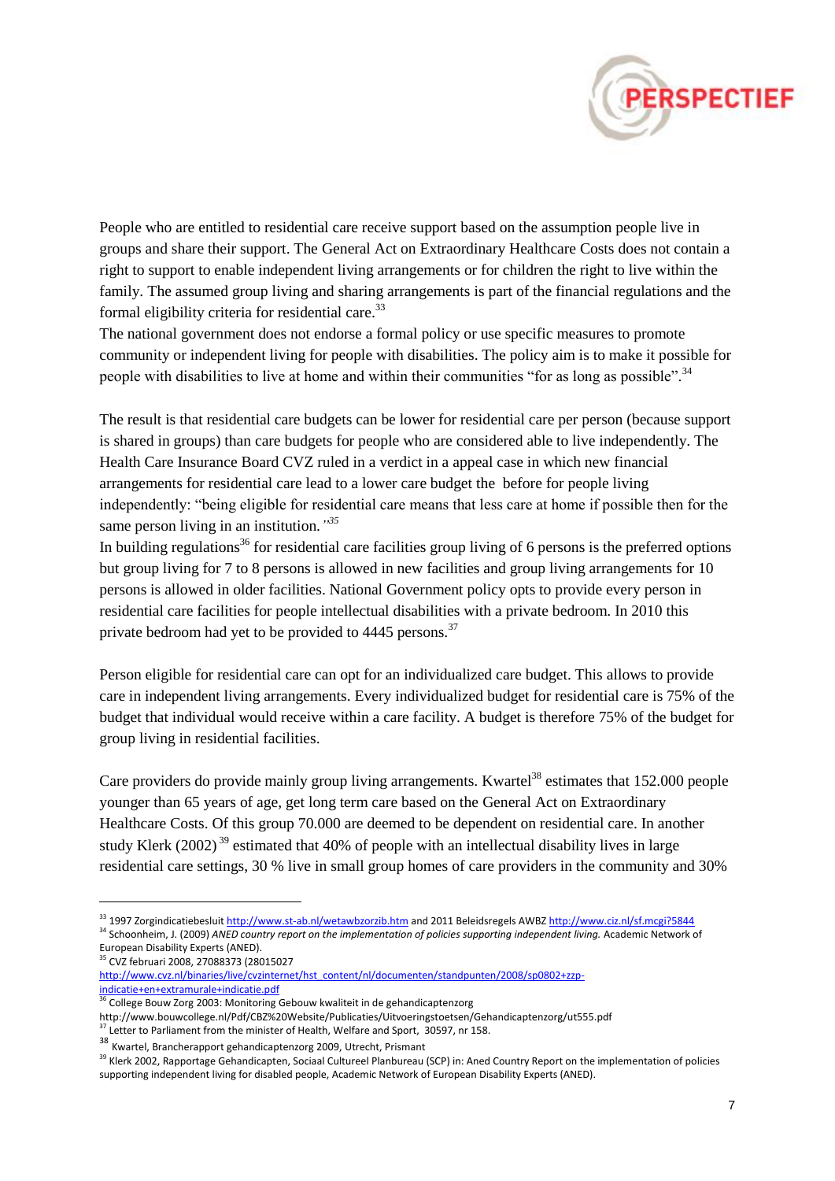People who are entitled to residential care receive support based on the assumption people live in groups and share their support. The General Act on Extraordinary Healthcare Costs does not contain a right to support to enable independent living arrangements or for children the right to live within the family. The assumed group living and sharing arrangements is part of the financial regulations and the formal eligibility criteria for residential care.[33]

The national government does not endorse a formal policy or use specific measures to promote community or independent living for people with disabilities. The policy aim is to make it possible for people with disabilities to live at home and within their communities "for as long as possible".[34]

The result is that residential care budgets can be lower for residential care per person (because support is shared in groups) than care budgets for people who are considered able to live independently. The Health Care Insurance Board CVZ ruled in a verdict in a appeal case in which new financial arrangements for residential care lead to a lower care budget the before for people living independently: "being eligible for residential care means that less care at home if possible then for the same person living in an institution.*"[35]*

In building regulations[36] for residential care facilities group living of 6 persons is the preferred options but group living for 7 to 8 persons is allowed in new facilities and group living arrangements for 10 persons is allowed in older facilities. National Government policy opts to provide every person in residential care facilities for people intellectual disabilities with a private bedroom. In 2010 this private bedroom had yet to be provided to 4445 persons.[37]

Person eligible for residential care can opt for an individualized care budget. This allows to provide care in independent living arrangements. Every individualized budget for residential care is 75% of the budget that individual would receive within a care facility. A budget is therefore 75% of the budget for group living in residential facilities.

Care providers do provide mainly group living arrangements. Kwartel[38] estimates that 152.000 people younger than 65 years of age, get long term care based on the General Act on Extraordinary Healthcare Costs. Of this group 70.000 are deemed to be dependent on residential care. In another study Klerk (2002)[39] estimated that 40% of people with an intellectual disability lives in large residential care settings, 30 % live in small group homes of care providers in the community and 30%

---

[33] 1997 Zorgindicatiebesluit http://www.st-ab.nl/wetawbzorzib.htm and 2011 Beleidsregels AWBZ http://www.ciz.nl/sf.mcgi?5844

[34] Schoonheim, J. (2009) *ANED country report on the implementation of policies supporting independent living.* Academic Network of European Disability Experts (ANED).

[35] CVZ februari 2008, 27088373 (28015027 http://www.cvz.nl/binaries/live/cvzinternet/hst_content/nl/documenten/standpunten/2008/sp0802+zzp-indicatie+en+extramurale+indicatie.pdf

[36] College Bouw Zorg 2003: Monitoring Gebouw kwaliteit in de gehandicaptenzorg http://www.bouwcollege.nl/Pdf/CBZ%20Website/Publicaties/Uitvoeringstoetsen/Gehandicaptenzorg/ut555.pdf

[37] Letter to Parliament from the minister of Health, Welfare and Sport, 30597, nr 158.

[38] Kwartel, Brancherapport gehandicaptenzorg 2009, Utrecht, Prismant

[39] Klerk 2002, Rapportage Gehandicapten, Sociaal Cultureel Planbureau (SCP) in: Aned Country Report on the implementation of policies supporting independent living for disabled people, Academic Network of European Disability Experts (ANED).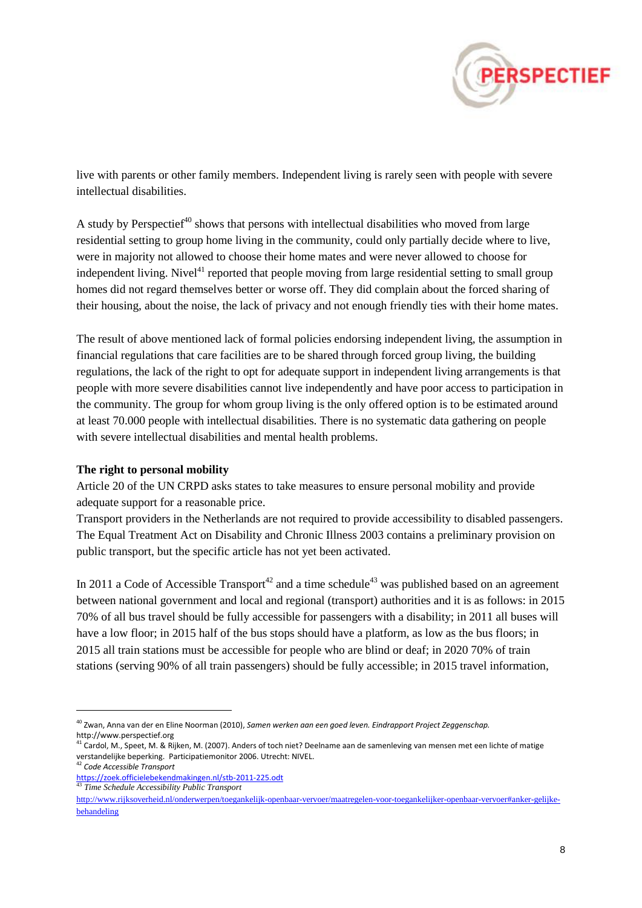live with parents or other family members. Independent living is rarely seen with people with severe intellectual disabilities.

A study by Perspectief[40] shows that persons with intellectual disabilities who moved from large residential setting to group home living in the community, could only partially decide where to live, were in majority not allowed to choose their home mates and were never allowed to choose for independent living. Nivel[41] reported that people moving from large residential setting to small group homes did not regard themselves better or worse off. They did complain about the forced sharing of their housing, about the noise, the lack of privacy and not enough friendly ties with their home mates.

The result of above mentioned lack of formal policies endorsing independent living, the assumption in financial regulations that care facilities are to be shared through forced group living, the building regulations, the lack of the right to opt for adequate support in independent living arrangements is that people with more severe disabilities cannot live independently and have poor access to participation in the community. The group for whom group living is the only offered option is to be estimated around at least 70.000 people with intellectual disabilities. There is no systematic data gathering on people with severe intellectual disabilities and mental health problems.

**The right to personal mobility**

Article 20 of the UN CRPD asks states to take measures to ensure personal mobility and provide adequate support for a reasonable price.

Transport providers in the Netherlands are not required to provide accessibility to disabled passengers. The Equal Treatment Act on Disability and Chronic Illness 2003 contains a preliminary provision on public transport, but the specific article has not yet been activated.

In 2011 a Code of Accessible Transport[42] and a time schedule[43] was published based on an agreement between national government and local and regional (transport) authorities and it is as follows: in 2015 70% of all bus travel should be fully accessible for passengers with a disability; in 2011 all buses will have a low floor; in 2015 half of the bus stops should have a platform, as low as the bus floors; in 2015 all train stations must be accessible for people who are blind or deaf; in 2020 70% of train stations (serving 90% of all train passengers) should be fully accessible; in 2015 travel information,

---

[40] Zwan, Anna van der en Eline Noorman (2010), *Samen werken aan een goed leven. Eindrapport Project Zeggenschap.* http://www.perspectief.org

[41] Cardol, M., Speet, M. & Rijken, M. (2007). Anders of toch niet? Deelname aan de samenleving van mensen met een lichte of matige verstandelijke beperking. Participatiemonitor 2006. Utrecht: NIVEL.

[42] *Code Accessible Transport* https://zoek.officielebekendmakingen.nl/stb-2011-225.odt

[43] *Time Schedule Accessibility Public Transport* http://www.rijksoverheid.nl/onderwerpen/toegankelijk-openbaar-vervoer/maatregelen-voor-toegankelijker-openbaar-vervoer#anker-gelijke-behandeling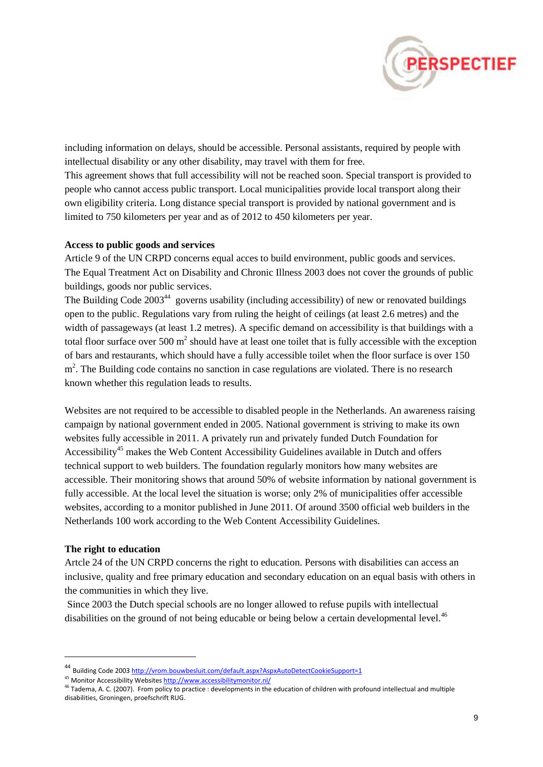including information on delays, should be accessible. Personal assistants, required by people with intellectual disability or any other disability, may travel with them for free.
This agreement shows that full accessibility will not be reached soon. Special transport is provided to people who cannot access public transport. Local municipalities provide local transport along their own eligibility criteria. Long distance special transport is provided by national government and is limited to 750 kilometers per year and as of 2012 to 450 kilometers per year.

**Access to public goods and services**

Article 9 of the UN CRPD concerns equal acces to build environment, public goods and services.
The Equal Treatment Act on Disability and Chronic Illness 2003 does not cover the grounds of public buildings, goods nor public services.
The Building Code 2003[44] governs usability (including accessibility) of new or renovated buildings open to the public. Regulations vary from ruling the height of ceilings (at least 2.6 metres) and the width of passageways (at least 1.2 metres). A specific demand on accessibility is that buildings with a total floor surface over 500 $m^2$ should have at least one toilet that is fully accessible with the exception of bars and restaurants, which should have a fully accessible toilet when the floor surface is over 150 $m^2$. The Building code contains no sanction in case regulations are violated. There is no research known whether this regulation leads to results.

Websites are not required to be accessible to disabled people in the Netherlands. An awareness raising campaign by national government ended in 2005. National government is striving to make its own websites fully accessible in 2011. A privately run and privately funded Dutch Foundation for Accessibility[45] makes the Web Content Accessibility Guidelines available in Dutch and offers technical support to web builders. The foundation regularly monitors how many websites are accessible. Their monitoring shows that around 50% of website information by national government is fully accessible. At the local level the situation is worse; only 2% of municipalities offer accessible websites, according to a monitor published in June 2011. Of around 3500 official web builders in the Netherlands 100 work according to the Web Content Accessibility Guidelines.

**The right to education**

Artcle 24 of the UN CRPD concerns the right to education. Persons with disabilities can access an inclusive, quality and free primary education and secondary education on an equal basis with others in the communities in which they live.
Since 2003 the Dutch special schools are no longer allowed to refuse pupils with intellectual disabilities on the ground of not being educable or being below a certain developmental level.[46]

---

[44] Building Code 2003 http://vrom.bouwbesluit.com/default.aspx?AspxAutoDetectCookieSupport=1
[45] Monitor Accessibility Websites http://www.accessibilitymonitor.nl/
[46] Tadema, A. C. (2007). From policy to practice : developments in the education of children with profound intellectual and multiple disabilities, Groningen, proefschrift RUG.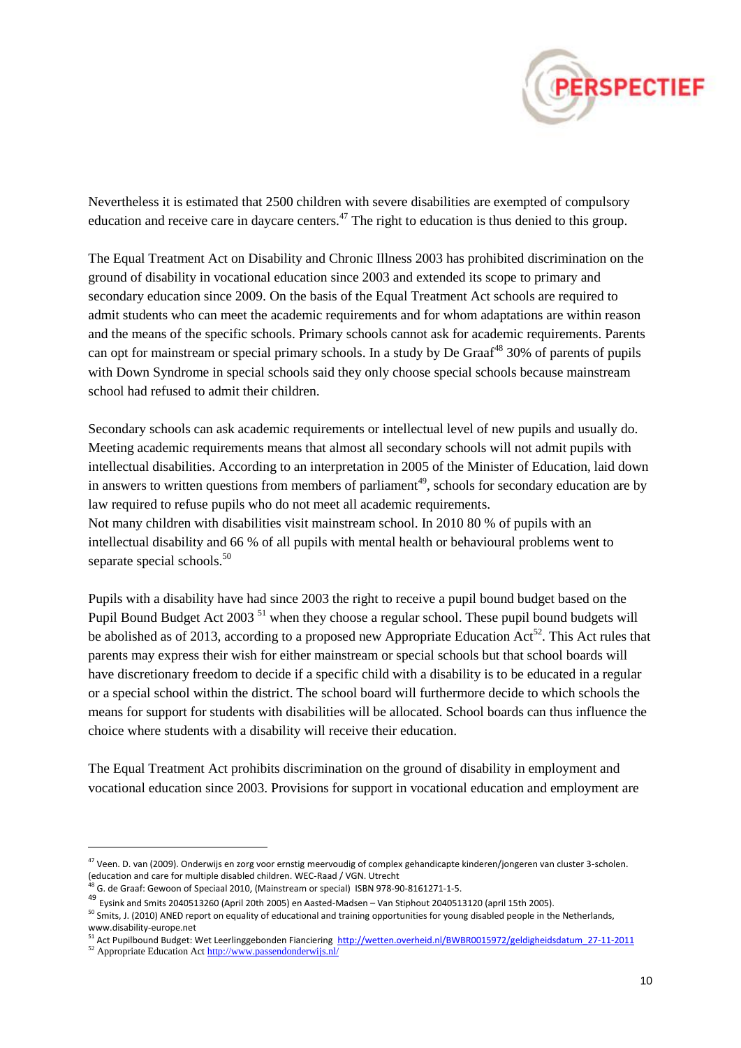Nevertheless it is estimated that 2500 children with severe disabilities are exempted of compulsory education and receive care in daycare centers.[47] The right to education is thus denied to this group.

The Equal Treatment Act on Disability and Chronic Illness 2003 has prohibited discrimination on the ground of disability in vocational education since 2003 and extended its scope to primary and secondary education since 2009. On the basis of the Equal Treatment Act schools are required to admit students who can meet the academic requirements and for whom adaptations are within reason and the means of the specific schools. Primary schools cannot ask for academic requirements. Parents can opt for mainstream or special primary schools. In a study by De Graaf[48] 30% of parents of pupils with Down Syndrome in special schools said they only choose special schools because mainstream school had refused to admit their children.

Secondary schools can ask academic requirements or intellectual level of new pupils and usually do. Meeting academic requirements means that almost all secondary schools will not admit pupils with intellectual disabilities. According to an interpretation in 2005 of the Minister of Education, laid down in answers to written questions from members of parliament[49], schools for secondary education are by law required to refuse pupils who do not meet all academic requirements.
Not many children with disabilities visit mainstream school. In 2010 80 % of pupils with an intellectual disability and 66 % of all pupils with mental health or behavioural problems went to separate special schools.[50]

Pupils with a disability have had since 2003 the right to receive a pupil bound budget based on the Pupil Bound Budget Act 2003 [51] when they choose a regular school. These pupil bound budgets will be abolished as of 2013, according to a proposed new Appropriate Education Act[52]. This Act rules that parents may express their wish for either mainstream or special schools but that school boards will have discretionary freedom to decide if a specific child with a disability is to be educated in a regular or a special school within the district. The school board will furthermore decide to which schools the means for support for students with disabilities will be allocated. School boards can thus influence the choice where students with a disability will receive their education.

The Equal Treatment Act prohibits discrimination on the ground of disability in employment and vocational education since 2003. Provisions for support in vocational education and employment are

---

[47] Veen. D. van (2009). Onderwijs en zorg voor ernstig meervoudig of complex gehandicapte kinderen/jongeren van cluster 3-scholen. (education and care for multiple disabled children. WEC-Raad / VGN. Utrecht

[48] G. de Graaf: Gewoon of Speciaal 2010, (Mainstream or special) ISBN 978-90-8161271-1-5.

[49] Eysink and Smits 2040513260 (April 20th 2005) en Aasted-Madsen – Van Stiphout 2040513120 (april 15th 2005).

[50] Smits, J. (2010) ANED report on equality of educational and training opportunities for young disabled people in the Netherlands, www.disability-europe.net

[51] Act Pupilbound Budget: Wet Leerlinggebonden Fianciering http://wetten.overheid.nl/BWBR0015972/geldigheidsdatum_27-11-2011

[52] Appropriate Education Act http://www.passendonderwijs.nl/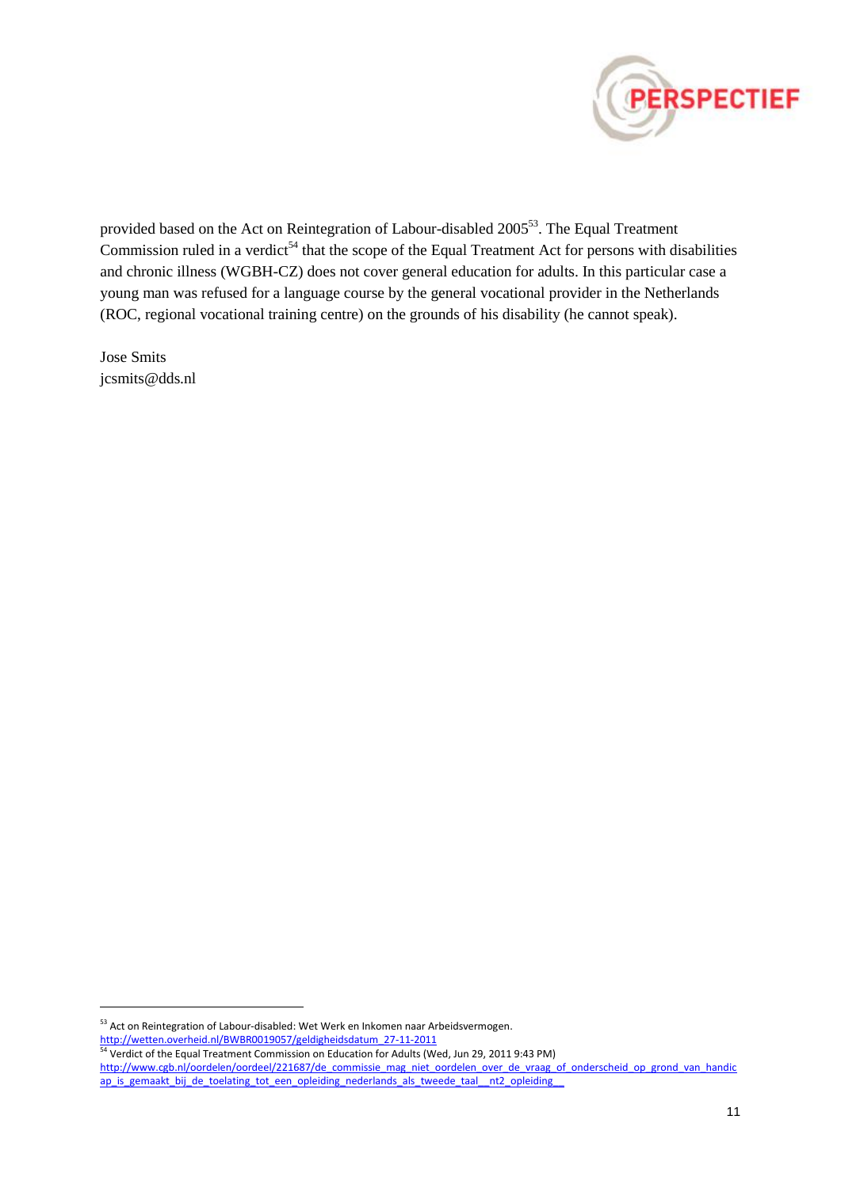provided based on the Act on Reintegration of Labour-disabled 2005[53]. The Equal Treatment Commission ruled in a verdict[54] that the scope of the Equal Treatment Act for persons with disabilities and chronic illness (WGBH-CZ) does not cover general education for adults. In this particular case a young man was refused for a language course by the general vocational provider in the Netherlands (ROC, regional vocational training centre) on the grounds of his disability (he cannot speak).

Jose Smits
jcsmits@dds.nl

---

[53] Act on Reintegration of Labour-disabled: Wet Werk en Inkomen naar Arbeidsvermogen. http://wetten.overheid.nl/BWBR0019057/geldigheidsdatum_27-11-2011

[54] Verdict of the Equal Treatment Commission on Education for Adults (Wed, Jun 29, 2011 9:43 PM) http://www.cgb.nl/oordelen/oordeel/221687/de_commissie_mag_niet_oordelen_over_de_vraag_of_onderscheid_op_grond_van_handicap_is_gemaakt_bij_de_toelating_tot_een_opleiding_nederlands_als_tweede_taal__nt2_opleiding__